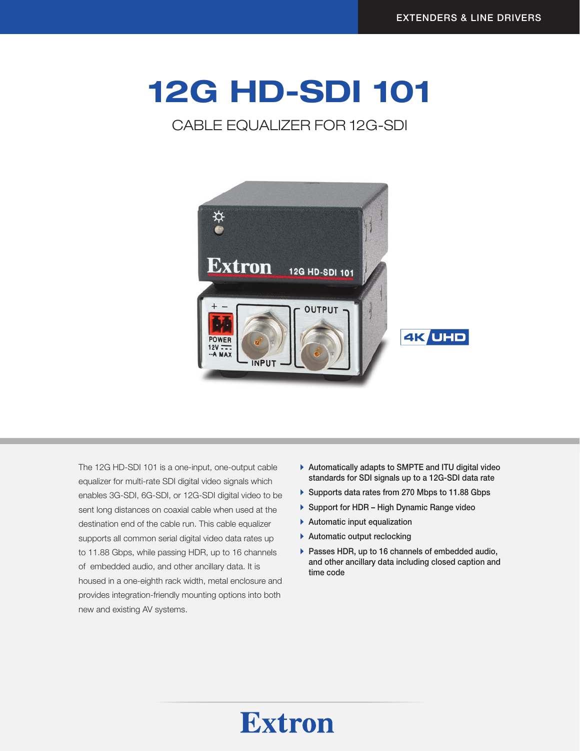EXTENDERS & LINE DRIVERS

# 12G HD-SDI 101

## CABLE EQUALIZER FOR 12G-SDI

The 12G HD-SDI 101 is a one-input, one-output cable equalizer for multi-rate SDI digital video signals which enables 3G-SDI, 6G-SDI, or 12G-SDI digital video to be sent long distances on coaxial cable when used at the destination end of the cable run. This cable equalizer supports all common serial digital video data rates up to 11.88 Gbps, while passing HDR, up to 16 channels of embedded audio, and other ancillary data. It is housed in a one-eighth rack width, metal enclosure and provides integration-friendly mounting options into both new and existing AV systems.

- Automatically adapts to SMPTE and ITU digital video standards for SDI signals up to a 12G-SDI data rate
- Supports data rates from 270 Mbps to 11.88 Gbps
- Support for HDR – High Dynamic Range video
- Automatic input equalization
- Automatic output reclocking
- Passes HDR, up to 16 channels of embedded audio, and other ancillary data including closed caption and time code

Extron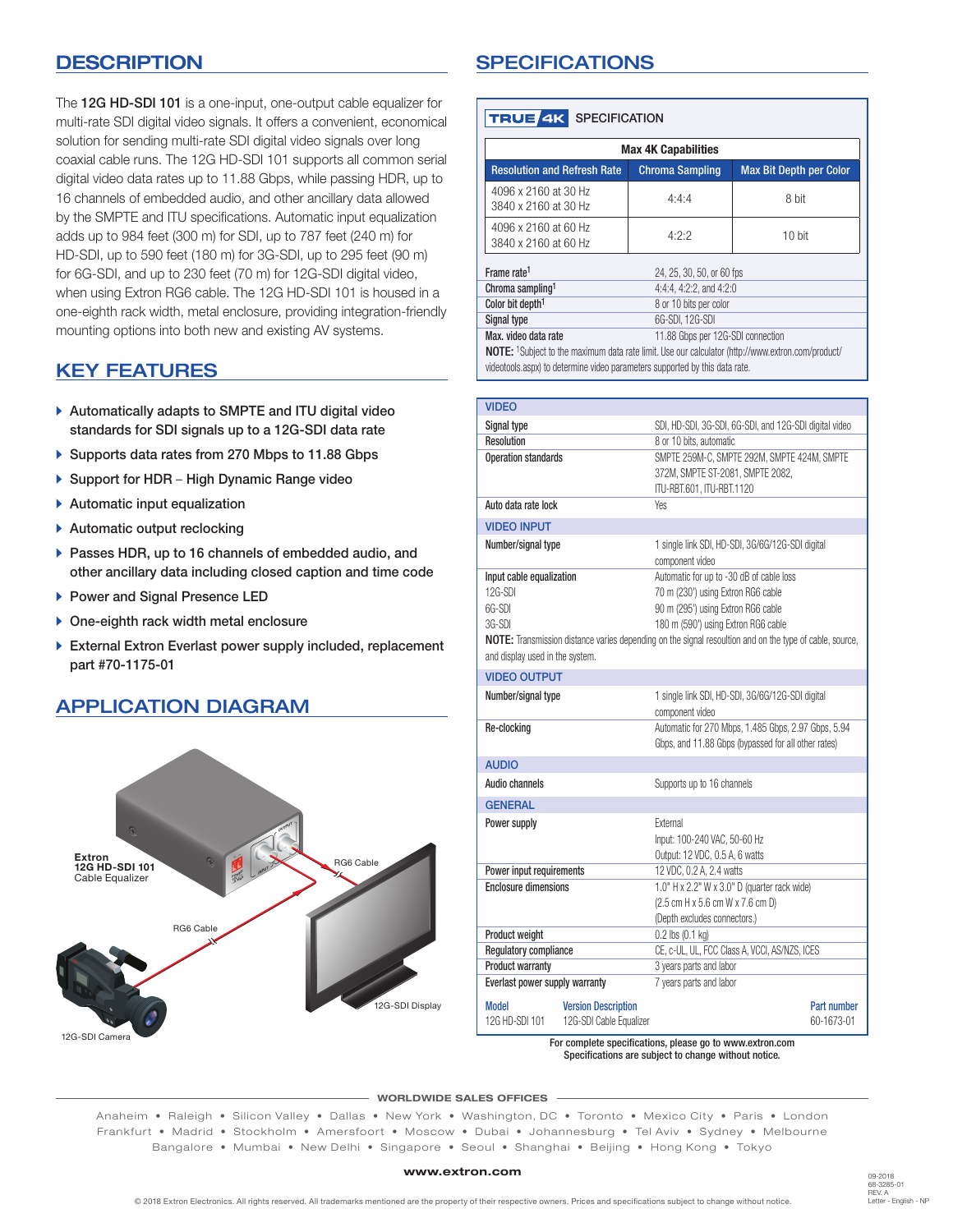## DESCRIPTION

The **12G HD-SDI 101** is a one-input, one-output cable equalizer for multi-rate SDI digital video signals. It offers a convenient, economical solution for sending multi-rate SDI digital video signals over long coaxial cable runs. The 12G HD-SDI 101 supports all common serial digital video data rates up to 11.88 Gbps, while passing HDR, up to 16 channels of embedded audio, and other ancillary data allowed by the SMPTE and ITU specifications. Automatic input equalization adds up to 984 feet (300 m) for SDI, up to 787 feet (240 m) for HD-SDI, up to 590 feet (180 m) for 3G-SDI, up to 295 feet (90 m) for 6G-SDI, and up to 230 feet (70 m) for 12G-SDI digital video, when using Extron RG6 cable. The 12G HD-SDI 101 is housed in a one-eighth rack width, metal enclosure, providing integration-friendly mounting options into both new and existing AV systems.

## KEY FEATURES

- Automatically adapts to SMPTE and ITU digital video standards for SDI signals up to a 12G-SDI data rate
- Supports data rates from 270 Mbps to 11.88 Gbps
- Support for HDR – High Dynamic Range video
- Automatic input equalization
- Automatic output reclocking
- Passes HDR, up to 16 channels of embedded audio, and other ancillary data including closed caption and time code
- Power and Signal Presence LED
- One-eighth rack width metal enclosure
- External Extron Everlast power supply included, replacement part #70-1175-01

## APPLICATION DIAGRAM

Extron
12G HD-SDI 101
Cable Equalizer

RG6 Cable

RG6 Cable

12G-SDI Display

12G-SDI Camera

## SPECIFICATIONS

TRUE 4K SPECIFICATION

| Max 4K Capabilities | | |
|---|---|---|
| **Resolution and Refresh Rate** | **Chroma Sampling** | **Max Bit Depth per Color** |
| 4096 x 2160 at 30 Hz<br>3840 x 2160 at 30 Hz | 4:4:4 | 8 bit |
| 4096 x 2160 at 60 Hz<br>3840 x 2160 at 60 Hz | 4:2:2 | 10 bit |

| | |
|---|---|
| Frame rate[1] | 24, 25, 30, 50, or 60 fps |
| Chroma sampling[1] | 4:4:4, 4:2:2, and 4:2:0 |
| Color bit depth[1] | 8 or 10 bits per color |
| Signal type | 6G-SDI, 12G-SDI |
| Max. video data rate | 11.88 Gbps per 12G-SDI connection |

**NOTE:** [1]Subject to the maximum data rate limit. Use our calculator (http://www.extron.com/product/videotools.aspx) to determine video parameters supported by this data rate.

### VIDEO

| | |
|---|---|
| Signal type | SDI, HD-SDI, 3G-SDI, 6G-SDI, and 12G-SDI digital video |
| Resolution | 8 or 10 bits, automatic |
| Operation standards | SMPTE 259M-C, SMPTE 292M, SMPTE 424M, SMPTE 372M, SMPTE ST-2081, SMPTE 2082, ITU-RBT.601, ITU-RBT.1120 |
| Auto data rate lock | Yes |

### VIDEO INPUT

| | |
|---|---|
| Number/signal type | 1 single link SDI, HD-SDI, 3G/6G/12G-SDI digital component video |
| Input cable equalization | Automatic for up to -30 dB of cable loss |
| 12G-SDI | 70 m (230') using Extron RG6 cable |
| 6G-SDI | 90 m (295') using Extron RG6 cable |
| 3G-SDI | 180 m (590') using Extron RG6 cable |

**NOTE:** Transmission distance varies depending on the signal resolution and on the type of cable, source, and display used in the system.

### VIDEO OUTPUT

| | |
|---|---|
| Number/signal type | 1 single link SDI, HD-SDI, 3G/6G/12G-SDI digital component video |
| Re-clocking | Automatic for 270 Mbps, 1.485 Gbps, 2.97 Gbps, 5.94 Gbps, and 11.88 Gbps (bypassed for all other rates) |

### AUDIO

| | |
|---|---|
| Audio channels | Supports up to 16 channels |

### GENERAL

| | |
|---|---|
| Power supply | External<br>Input: 100-240 VAC, 50-60 Hz<br>Output: 12 VDC, 0.5 A, 6 watts |
| Power input requirements | 12 VDC, 0.2 A, 2.4 watts |
| Enclosure dimensions | 1.0" H x 2.2" W x 3.0" D (quarter rack wide)<br>(2.5 cm H x 5.6 cm W x 7.6 cm D)<br>(Depth excludes connectors.) |
| Product weight | 0.2 lbs (0.1 kg) |
| Regulatory compliance | CE, c-UL, UL, FCC Class A, VCCI, AS/NZS, ICES |
| Product warranty | 3 years parts and labor |
| Everlast power supply warranty | 7 years parts and labor |

| Model | Version Description | Part number |
|---|---|---|
| 12G HD-SDI 101 | 12G-SDI Cable Equalizer | 60-1673-01 |

For complete specifications, please go to www.extron.com
Specifications are subject to change without notice.

**WORLDWIDE SALES OFFICES**

Anaheim • Raleigh • Silicon Valley • Dallas • New York • Washington, DC • Toronto • Mexico City • Paris • London
Frankfurt • Madrid • Stockholm • Amersfoort • Moscow • Dubai • Johannesburg • Tel Aviv • Sydney • Melbourne
Bangalore • Mumbai • New Delhi • Singapore • Seoul • Shanghai • Beijing • Hong Kong • Tokyo

**www.extron.com**

© 2018 Extron Electronics. All rights reserved. All trademarks mentioned are the property of their respective owners. Prices and specifications subject to change without notice.

09-2018
68-3285-01
REV. A
Letter - English - NP